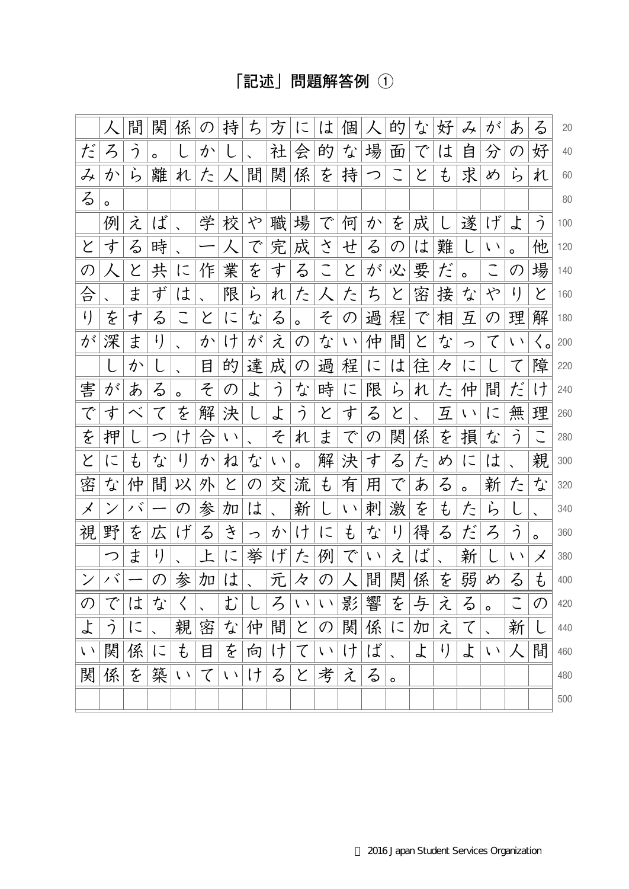# 「記述」問題解答例 ①

人間関係の持ち方には個人的な好みがあるだろう。しかし、社会的な場面では自分の好みから離れた人間関係を持つことも求められる。

例えば、学校や職場で何かを成し遂げようとする時、一人で完成させるのは難しい。他の人と共に作業をすることが必要だ。この場合、まずは、限られた人たちと密接なやりとりをすることになる。その過程で相互の理解が深まり、かけがえのない仲間となっていく。

しかし、目的達成の過程には往々にして障害がある。そのような時に限られた仲間だけですべてを解決しようとすると、互いに無理を押しつけ合い、それまでの関係を損なうことにもなりかねない。解決するためには、親密な仲間以外との交流も有用である。新たなメンバーの参加は、新しい刺激をもたらし、視野を広げるきっかけにもなり得るだろう。

つまり、上に挙げた例でいえば、新しいメンバーの参加は、元々の人間関係を弱めるものではなく、むしろいい影響を与える。このように、親密な仲間との関係に加えて、新しい関係にも目を向けていけば、よりよい人間関係を築いていけると考える。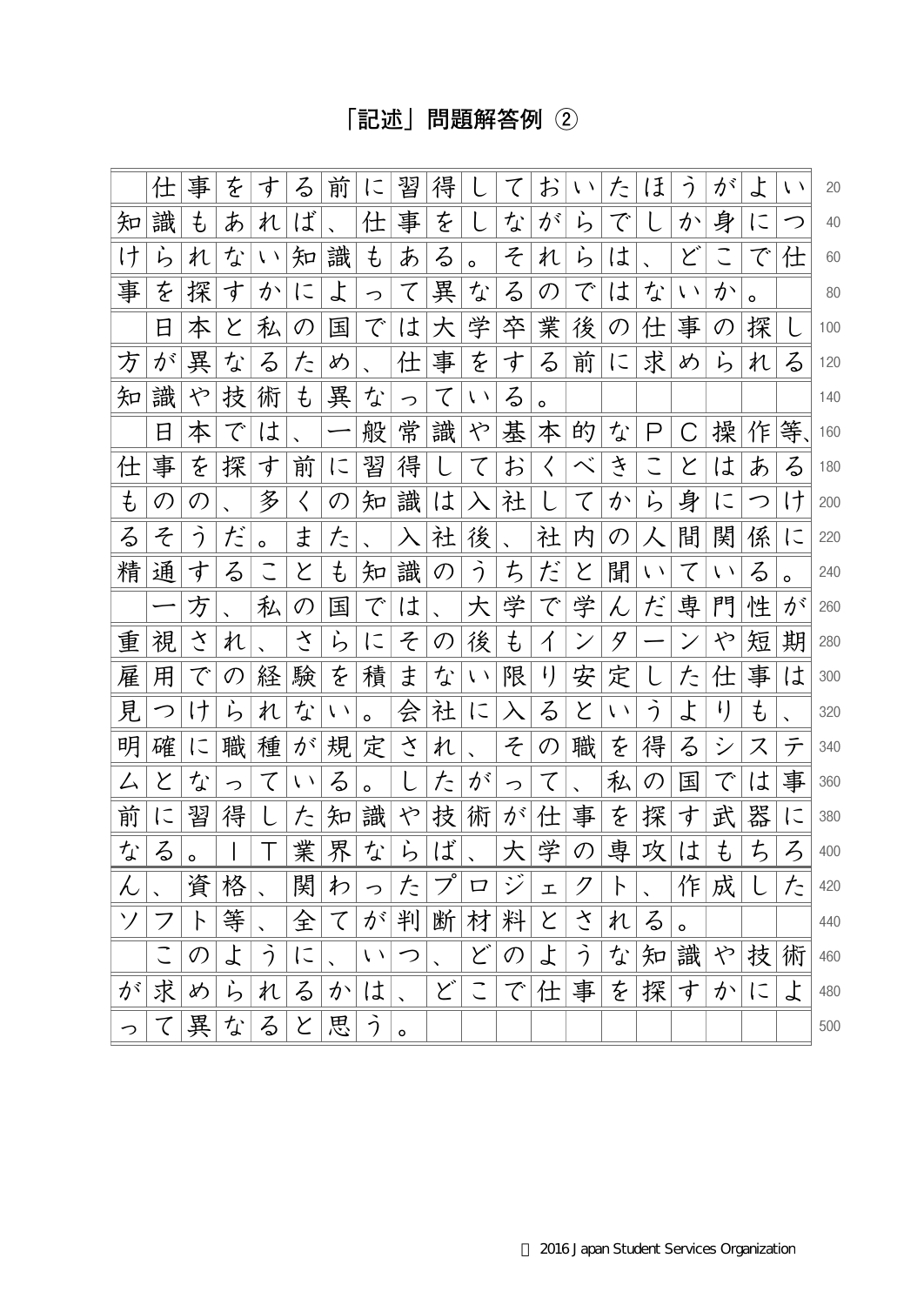# 「記述」問題解答例 ②

仕事をする前に習得しておいたほうがよい知識もあれば、仕事をしながらでしか身につけられない知識もある。それらは、どこで仕事を探すかによって異なるのではないか。

日本と私の国では大学卒業後の仕事の探し方が異なるため、仕事をする前に求められる知識や技術も異なっている。

日本では、一般常識や基本的なPC操作等、仕事を探す前に習得しておくべきことはあるものの、多くの知識は入社してから身につけるそうだ。また、入社後、社内の人間関係に精通することも知識のうちだと聞いている。

一方、私の国では、大学で学んだ専門性が重視され、さらにその後もインターンや短期雇用での経験を積まない限り安定した仕事は見つけられない。会社に入るというよりも、明確に職種が規定され、その職を得るシステムとなっている。したがって、私の国では事前に習得した知識や技術が仕事を探す武器になる。ＩＴ業界ならば、大学の専攻はもちろん、資格、関わったプロジェクト、作成したソフト等、全てが判断材料とされる。

このように、いつ、どのような知識や技術が求められるかは、どこで仕事を探すかによって異なると思う。